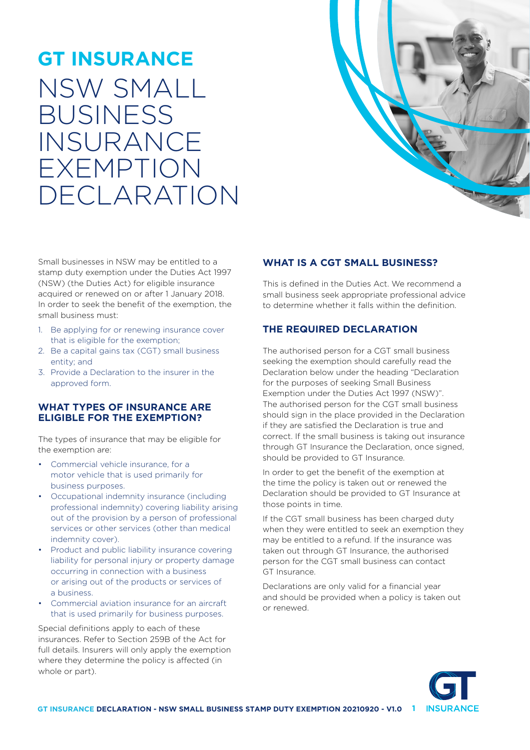# GT INSURANCE

# NSW SMALL BUSINESS INSURANCE EXEMPTION DECLARATION

Small businesses in NSW may be entitled to a stamp duty exemption under the Duties Act 1997 (NSW) (the Duties Act) for eligible insurance acquired or renewed on or after 1 January 2018. In order to seek the benefit of the exemption, the small business must:

1. Be applying for or renewing insurance cover that is eligible for the exemption;
2. Be a capital gains tax (CGT) small business entity; and
3. Provide a Declaration to the insurer in the approved form.

## WHAT TYPES OF INSURANCE ARE ELIGIBLE FOR THE EXEMPTION?

The types of insurance that may be eligible for the exemption are:

- Commercial vehicle insurance, for a motor vehicle that is used primarily for business purposes.
- Occupational indemnity insurance (including professional indemnity) covering liability arising out of the provision by a person of professional services or other services (other than medical indemnity cover).
- Product and public liability insurance covering liability for personal injury or property damage occurring in connection with a business or arising out of the products or services of a business.
- Commercial aviation insurance for an aircraft that is used primarily for business purposes.

Special definitions apply to each of these insurances. Refer to Section 259B of the Act for full details. Insurers will only apply the exemption where they determine the policy is affected (in whole or part).

## WHAT IS A CGT SMALL BUSINESS?

This is defined in the Duties Act. We recommend a small business seek appropriate professional advice to determine whether it falls within the definition.

## THE REQUIRED DECLARATION

The authorised person for a CGT small business seeking the exemption should carefully read the Declaration below under the heading "Declaration for the purposes of seeking Small Business Exemption under the Duties Act 1997 (NSW)". The authorised person for the CGT small business should sign in the place provided in the Declaration if they are satisfied the Declaration is true and correct. If the small business is taking out insurance through GT Insurance the Declaration, once signed, should be provided to GT Insurance.

In order to get the benefit of the exemption at the time the policy is taken out or renewed the Declaration should be provided to GT Insurance at those points in time.

If the CGT small business has been charged duty when they were entitled to seek an exemption they may be entitled to a refund. If the insurance was taken out through GT Insurance, the authorised person for the CGT small business can contact GT Insurance.

Declarations are only valid for a financial year and should be provided when a policy is taken out or renewed.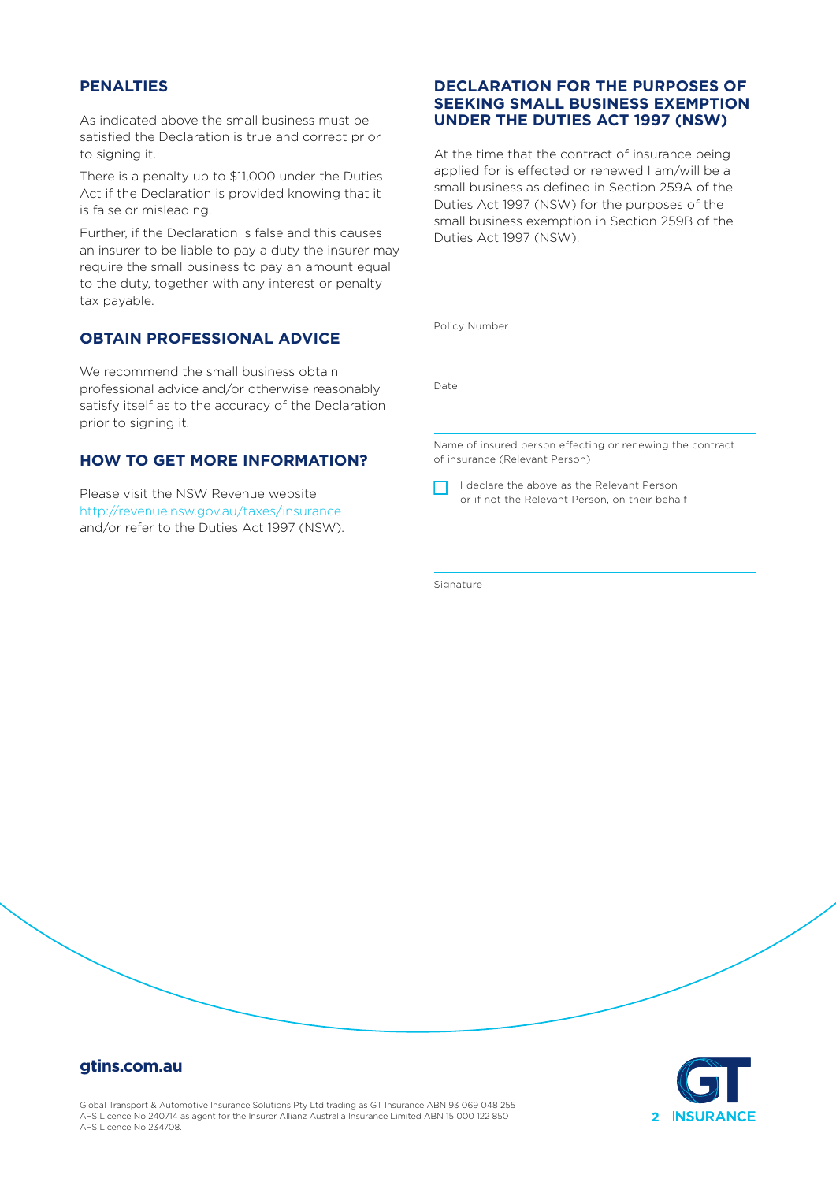## PENALTIES

As indicated above the small business must be satisfied the Declaration is true and correct prior to signing it.

There is a penalty up to $11,000 under the Duties Act if the Declaration is provided knowing that it is false or misleading.

Further, if the Declaration is false and this causes an insurer to be liable to pay a duty the insurer may require the small business to pay an amount equal to the duty, together with any interest or penalty tax payable.

## OBTAIN PROFESSIONAL ADVICE

We recommend the small business obtain professional advice and/or otherwise reasonably satisfy itself as to the accuracy of the Declaration prior to signing it.

## HOW TO GET MORE INFORMATION?

Please visit the NSW Revenue website http://revenue.nsw.gov.au/taxes/insurance and/or refer to the Duties Act 1997 (NSW).

## DECLARATION FOR THE PURPOSES OF SEEKING SMALL BUSINESS EXEMPTION UNDER THE DUTIES ACT 1997 (NSW)

At the time that the contract of insurance being applied for is effected or renewed I am/will be a small business as defined in Section 259A of the Duties Act 1997 (NSW) for the purposes of the small business exemption in Section 259B of the Duties Act 1997 (NSW).

Policy Number

Date

Name of insured person effecting or renewing the contract of insurance (Relevant Person)

☐ I declare the above as the Relevant Person or if not the Relevant Person, on their behalf

Signature

**gtins.com.au**

Global Transport & Automotive Insurance Solutions Pty Ltd trading as GT Insurance ABN 93 069 048 255 AFS Licence No 240714 as agent for the Insurer Allianz Australia Insurance Limited ABN 15 000 122 850 AFS Licence No 234708.